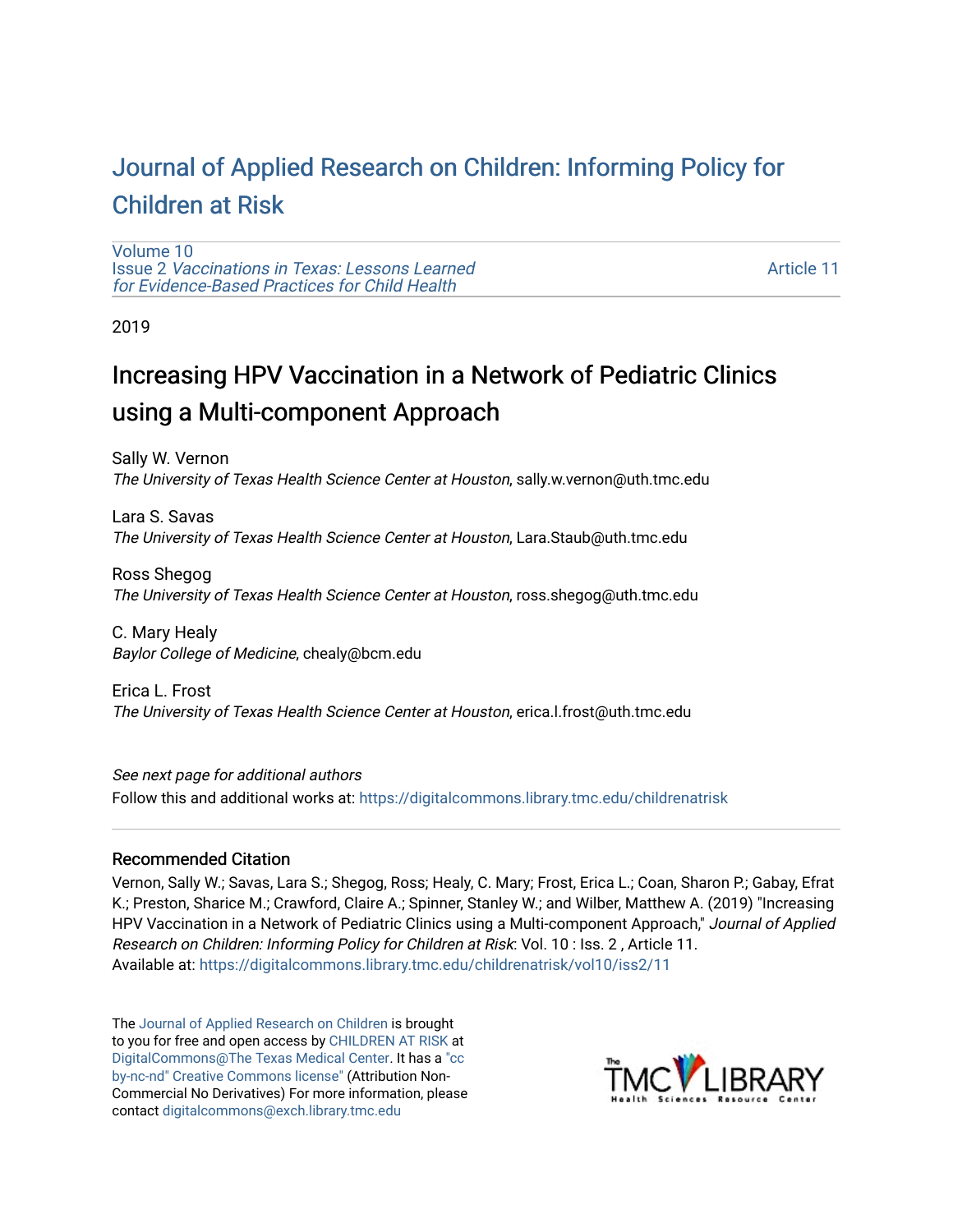# Journal of Applied Research on Children: Informing Policy for Children at Risk

Volume 10
Issue 2 *Vaccinations in Texas: Lessons Learned for Evidence-Based Practices for Child Health*

Article 11

2019

## Increasing HPV Vaccination in a Network of Pediatric Clinics using a Multi-component Approach

Sally W. Vernon
*The University of Texas Health Science Center at Houston*, sally.w.vernon@uth.tmc.edu

Lara S. Savas
*The University of Texas Health Science Center at Houston*, Lara.Staub@uth.tmc.edu

Ross Shegog
*The University of Texas Health Science Center at Houston*, ross.shegog@uth.tmc.edu

C. Mary Healy
*Baylor College of Medicine*, chealy@bcm.edu

Erica L. Frost
*The University of Texas Health Science Center at Houston*, erica.l.frost@uth.tmc.edu

*See next page for additional authors*

Follow this and additional works at: https://digitalcommons.library.tmc.edu/childrenatrisk

### Recommended Citation

Vernon, Sally W.; Savas, Lara S.; Shegog, Ross; Healy, C. Mary; Frost, Erica L.; Coan, Sharon P.; Gabay, Efrat K.; Preston, Sharice M.; Crawford, Claire A.; Spinner, Stanley W.; and Wilber, Matthew A. (2019) "Increasing HPV Vaccination in a Network of Pediatric Clinics using a Multi-component Approach," *Journal of Applied Research on Children: Informing Policy for Children at Risk*: Vol. 10 : Iss. 2 , Article 11.
Available at: https://digitalcommons.library.tmc.edu/childrenatrisk/vol10/iss2/11

The Journal of Applied Research on Children is brought to you for free and open access by CHILDREN AT RISK at DigitalCommons@The Texas Medical Center. It has a "cc by-nc-nd" Creative Commons license" (Attribution Non-Commercial No Derivatives) For more information, please contact digitalcommons@exch.library.tmc.edu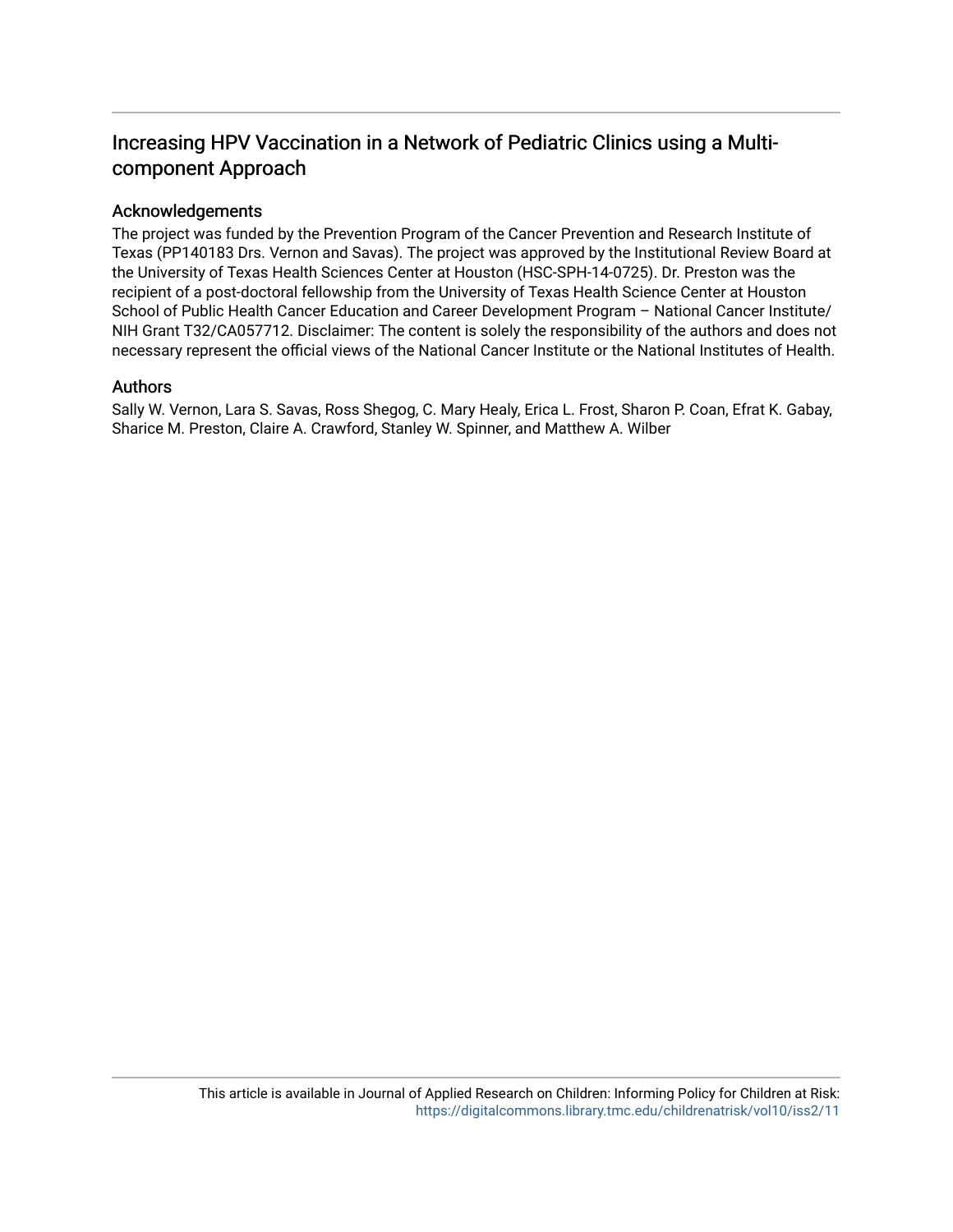# Increasing HPV Vaccination in a Network of Pediatric Clinics using a Multi-component Approach

## Acknowledgements

The project was funded by the Prevention Program of the Cancer Prevention and Research Institute of Texas (PP140183 Drs. Vernon and Savas). The project was approved by the Institutional Review Board at the University of Texas Health Sciences Center at Houston (HSC-SPH-14-0725). Dr. Preston was the recipient of a post-doctoral fellowship from the University of Texas Health Science Center at Houston School of Public Health Cancer Education and Career Development Program – National Cancer Institute/ NIH Grant T32/CA057712. Disclaimer: The content is solely the responsibility of the authors and does not necessary represent the official views of the National Cancer Institute or the National Institutes of Health.

## Authors

Sally W. Vernon, Lara S. Savas, Ross Shegog, C. Mary Healy, Erica L. Frost, Sharon P. Coan, Efrat K. Gabay, Sharice M. Preston, Claire A. Crawford, Stanley W. Spinner, and Matthew A. Wilber

This article is available in Journal of Applied Research on Children: Informing Policy for Children at Risk: https://digitalcommons.library.tmc.edu/childrenatrisk/vol10/iss2/11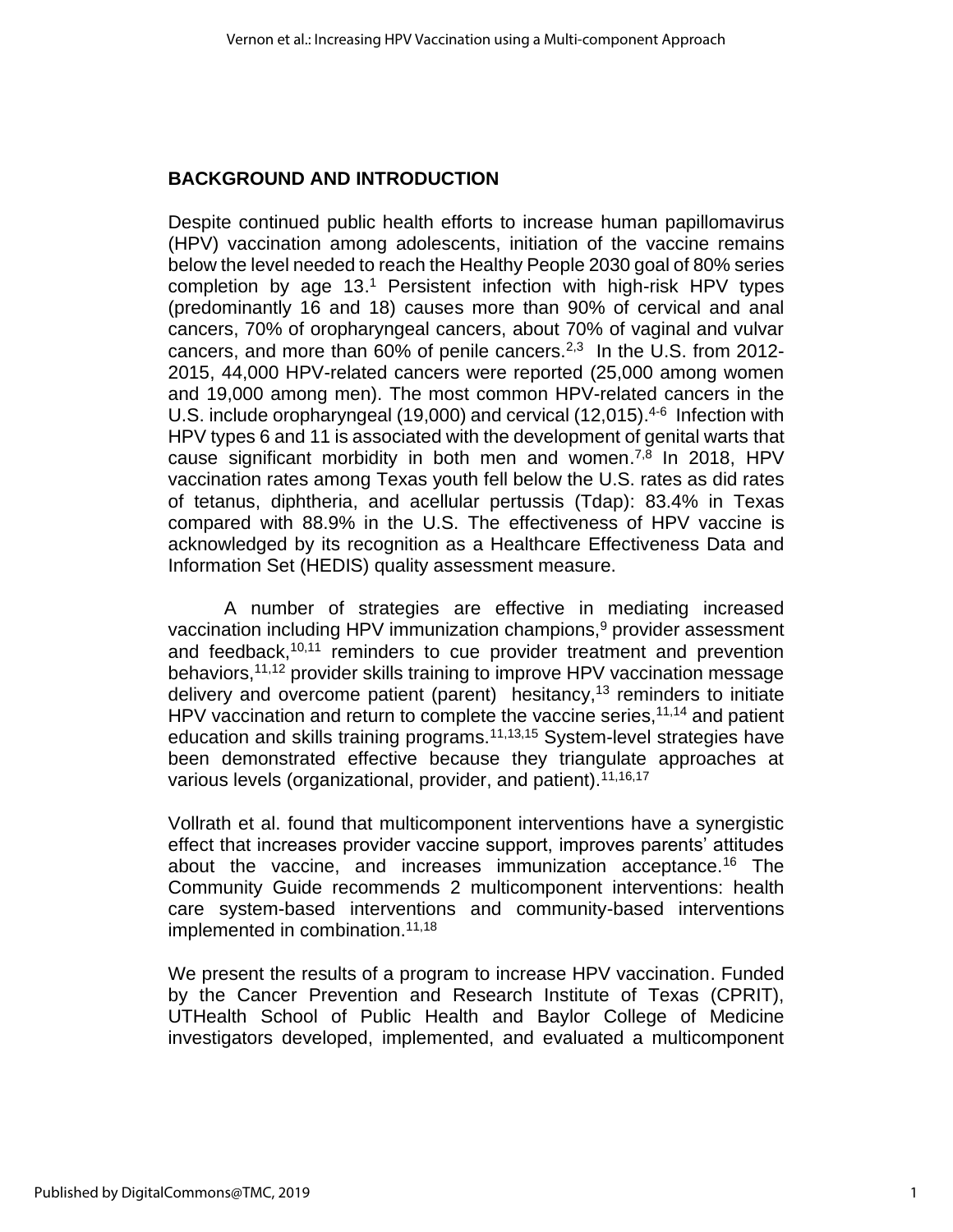## BACKGROUND AND INTRODUCTION

Despite continued public health efforts to increase human papillomavirus (HPV) vaccination among adolescents, initiation of the vaccine remains below the level needed to reach the Healthy People 2030 goal of 80% series completion by age 13.[1] Persistent infection with high-risk HPV types (predominantly 16 and 18) causes more than 90% of cervical and anal cancers, 70% of oropharyngeal cancers, about 70% of vaginal and vulvar cancers, and more than 60% of penile cancers.[2,3] In the U.S. from 2012-2015, 44,000 HPV-related cancers were reported (25,000 among women and 19,000 among men). The most common HPV-related cancers in the U.S. include oropharyngeal (19,000) and cervical (12,015).[4-6] Infection with HPV types 6 and 11 is associated with the development of genital warts that cause significant morbidity in both men and women.[7,8] In 2018, HPV vaccination rates among Texas youth fell below the U.S. rates as did rates of tetanus, diphtheria, and acellular pertussis (Tdap): 83.4% in Texas compared with 88.9% in the U.S. The effectiveness of HPV vaccine is acknowledged by its recognition as a Healthcare Effectiveness Data and Information Set (HEDIS) quality assessment measure.

A number of strategies are effective in mediating increased vaccination including HPV immunization champions,[9] provider assessment and feedback,[10,11] reminders to cue provider treatment and prevention behaviors,[11,12] provider skills training to improve HPV vaccination message delivery and overcome patient (parent) hesitancy,[13] reminders to initiate HPV vaccination and return to complete the vaccine series,[11,14] and patient education and skills training programs.[11,13,15] System-level strategies have been demonstrated effective because they triangulate approaches at various levels (organizational, provider, and patient).[11,16,17]

Vollrath et al. found that multicomponent interventions have a synergistic effect that increases provider vaccine support, improves parents' attitudes about the vaccine, and increases immunization acceptance.[16] The Community Guide recommends 2 multicomponent interventions: health care system-based interventions and community-based interventions implemented in combination.[11,18]

We present the results of a program to increase HPV vaccination. Funded by the Cancer Prevention and Research Institute of Texas (CPRIT), UTHealth School of Public Health and Baylor College of Medicine investigators developed, implemented, and evaluated a multicomponent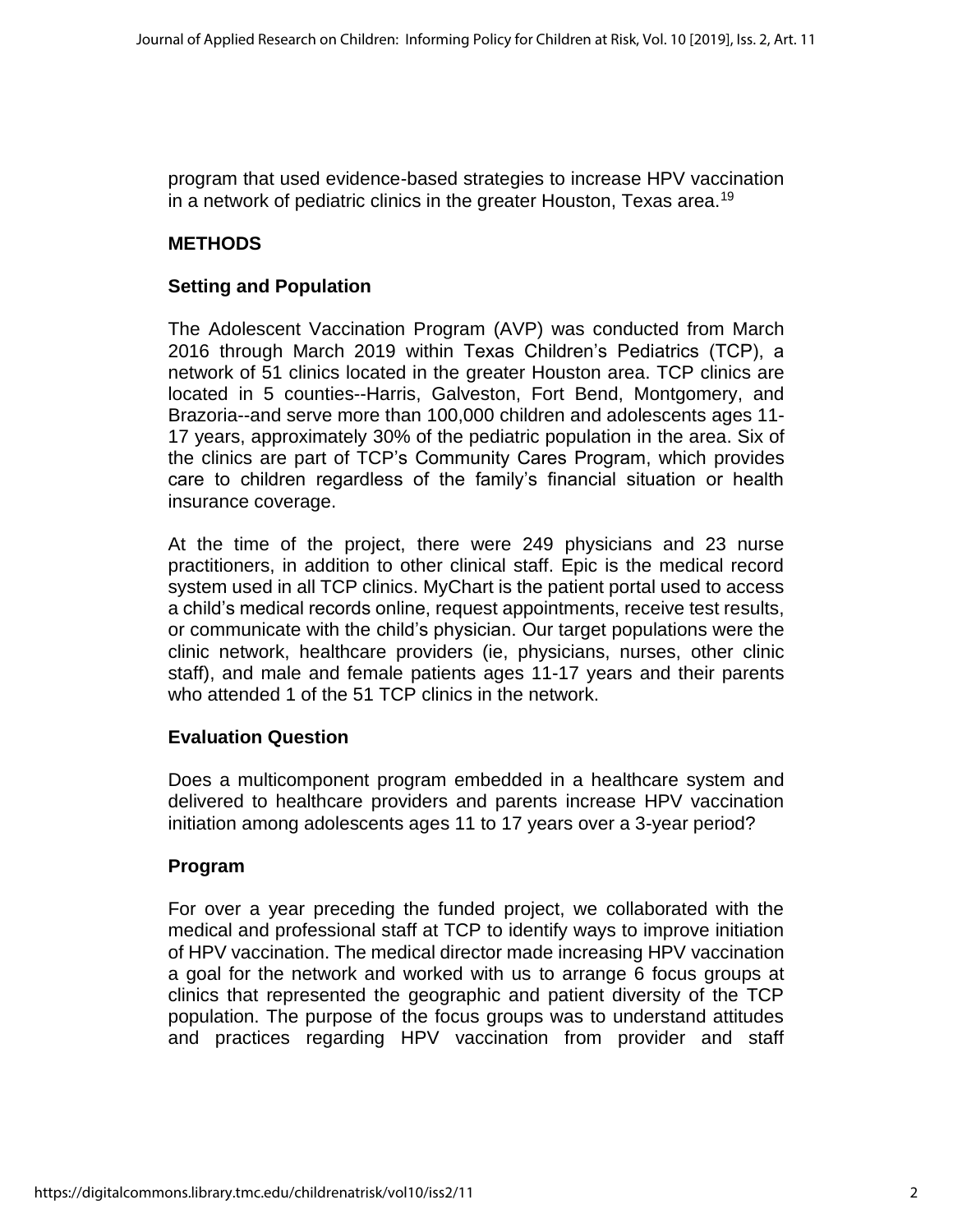program that used evidence-based strategies to increase HPV vaccination in a network of pediatric clinics in the greater Houston, Texas area.[19]

## METHODS

### Setting and Population

The Adolescent Vaccination Program (AVP) was conducted from March 2016 through March 2019 within Texas Children's Pediatrics (TCP), a network of 51 clinics located in the greater Houston area. TCP clinics are located in 5 counties--Harris, Galveston, Fort Bend, Montgomery, and Brazoria--and serve more than 100,000 children and adolescents ages 11-17 years, approximately 30% of the pediatric population in the area. Six of the clinics are part of TCP's Community Cares Program, which provides care to children regardless of the family's financial situation or health insurance coverage.

At the time of the project, there were 249 physicians and 23 nurse practitioners, in addition to other clinical staff. Epic is the medical record system used in all TCP clinics. MyChart is the patient portal used to access a child's medical records online, request appointments, receive test results, or communicate with the child's physician. Our target populations were the clinic network, healthcare providers (ie, physicians, nurses, other clinic staff), and male and female patients ages 11-17 years and their parents who attended 1 of the 51 TCP clinics in the network.

### Evaluation Question

Does a multicomponent program embedded in a healthcare system and delivered to healthcare providers and parents increase HPV vaccination initiation among adolescents ages 11 to 17 years over a 3-year period?

### Program

For over a year preceding the funded project, we collaborated with the medical and professional staff at TCP to identify ways to improve initiation of HPV vaccination. The medical director made increasing HPV vaccination a goal for the network and worked with us to arrange 6 focus groups at clinics that represented the geographic and patient diversity of the TCP population. The purpose of the focus groups was to understand attitudes and practices regarding HPV vaccination from provider and staff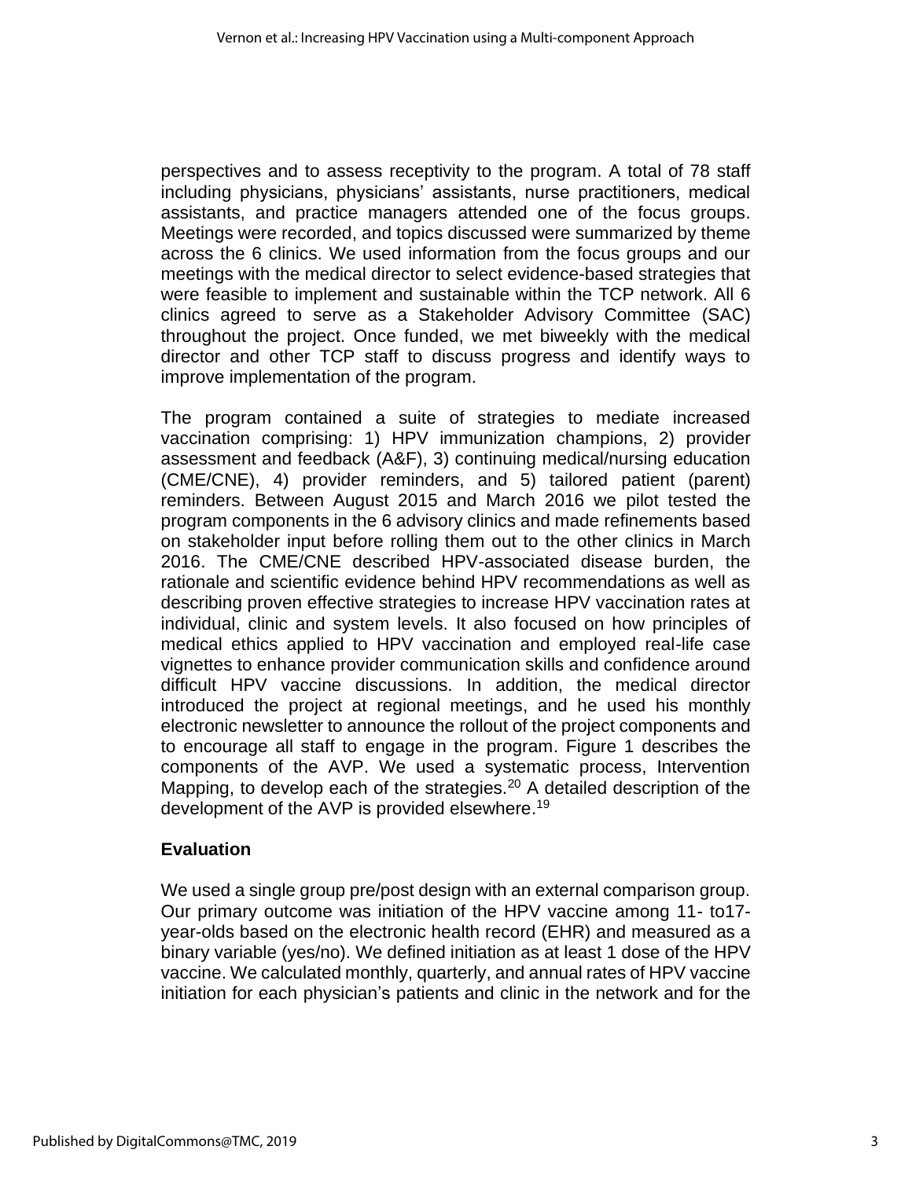perspectives and to assess receptivity to the program. A total of 78 staff including physicians, physicians' assistants, nurse practitioners, medical assistants, and practice managers attended one of the focus groups. Meetings were recorded, and topics discussed were summarized by theme across the 6 clinics. We used information from the focus groups and our meetings with the medical director to select evidence-based strategies that were feasible to implement and sustainable within the TCP network. All 6 clinics agreed to serve as a Stakeholder Advisory Committee (SAC) throughout the project. Once funded, we met biweekly with the medical director and other TCP staff to discuss progress and identify ways to improve implementation of the program.

The program contained a suite of strategies to mediate increased vaccination comprising: 1) HPV immunization champions, 2) provider assessment and feedback (A&F), 3) continuing medical/nursing education (CME/CNE), 4) provider reminders, and 5) tailored patient (parent) reminders. Between August 2015 and March 2016 we pilot tested the program components in the 6 advisory clinics and made refinements based on stakeholder input before rolling them out to the other clinics in March 2016. The CME/CNE described HPV-associated disease burden, the rationale and scientific evidence behind HPV recommendations as well as describing proven effective strategies to increase HPV vaccination rates at individual, clinic and system levels. It also focused on how principles of medical ethics applied to HPV vaccination and employed real-life case vignettes to enhance provider communication skills and confidence around difficult HPV vaccine discussions. In addition, the medical director introduced the project at regional meetings, and he used his monthly electronic newsletter to announce the rollout of the project components and to encourage all staff to engage in the program. Figure 1 describes the components of the AVP. We used a systematic process, Intervention Mapping, to develop each of the strategies.[20] A detailed description of the development of the AVP is provided elsewhere.[19]

## Evaluation

We used a single group pre/post design with an external comparison group. Our primary outcome was initiation of the HPV vaccine among 11- to17-year-olds based on the electronic health record (EHR) and measured as a binary variable (yes/no). We defined initiation as at least 1 dose of the HPV vaccine. We calculated monthly, quarterly, and annual rates of HPV vaccine initiation for each physician's patients and clinic in the network and for the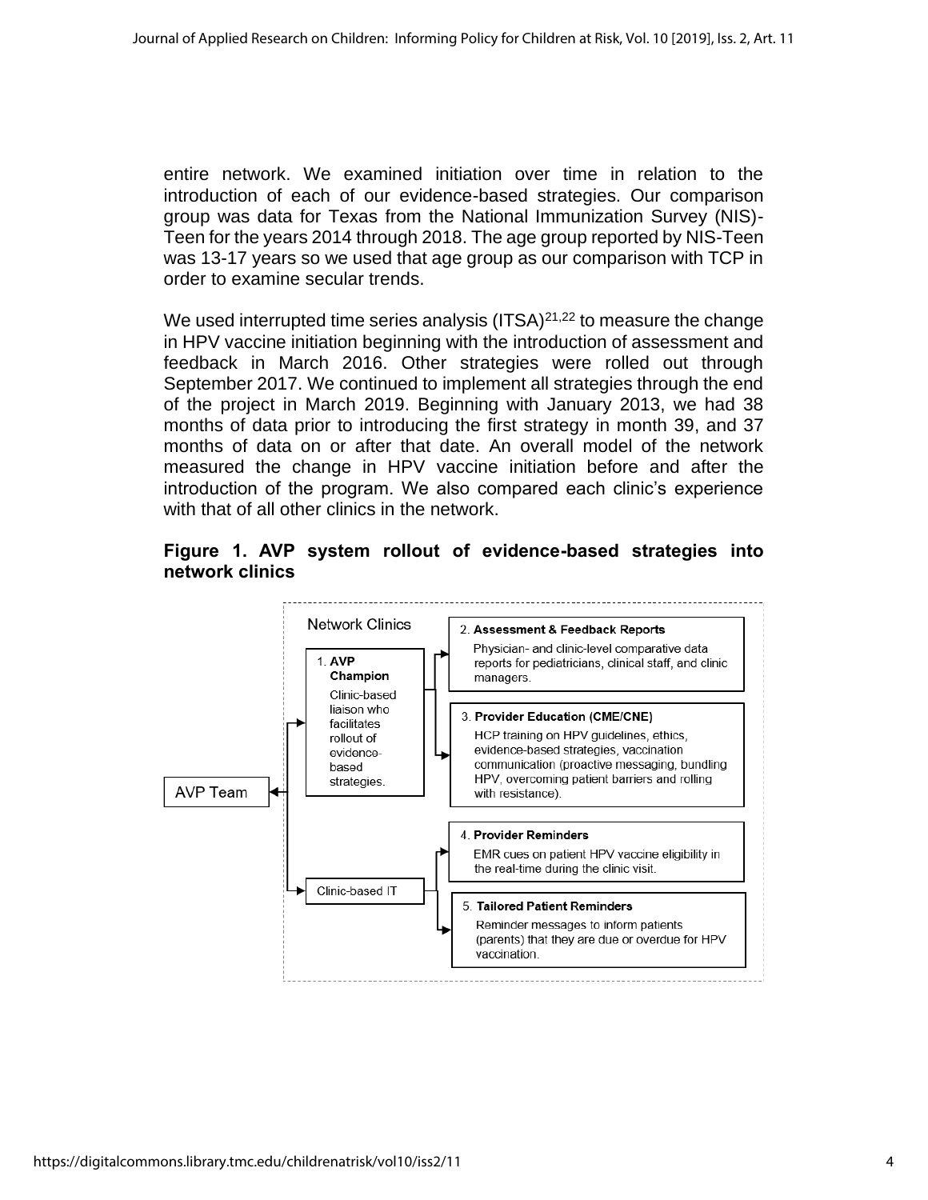entire network. We examined initiation over time in relation to the introduction of each of our evidence-based strategies. Our comparison group was data for Texas from the National Immunization Survey (NIS)-Teen for the years 2014 through 2018. The age group reported by NIS-Teen was 13-17 years so we used that age group as our comparison with TCP in order to examine secular trends.

We used interrupted time series analysis (ITSA)[21,22] to measure the change in HPV vaccine initiation beginning with the introduction of assessment and feedback in March 2016. Other strategies were rolled out through September 2017. We continued to implement all strategies through the end of the project in March 2019. Beginning with January 2013, we had 38 months of data prior to introducing the first strategy in month 39, and 37 months of data on or after that date. An overall model of the network measured the change in HPV vaccine initiation before and after the introduction of the program. We also compared each clinic's experience with that of all other clinics in the network.

**Figure 1. AVP system rollout of evidence-based strategies into network clinics**

AVP Team

Network Clinics

1. **AVP Champion**
Clinic-based liaison who facilitates rollout of evidence-based strategies.

Clinic-based IT

2. **Assessment & Feedback Reports**
Physician- and clinic-level comparative data reports for pediatricians, clinical staff, and clinic managers.

3. **Provider Education (CME/CNE)**
HCP training on HPV guidelines, ethics, evidence-based strategies, vaccination communication (proactive messaging, bundling HPV, overcoming patient barriers and rolling with resistance).

4. **Provider Reminders**
EMR cues on patient HPV vaccine eligibility in the real-time during the clinic visit.

5. **Tailored Patient Reminders**
Reminder messages to inform patients (parents) that they are due or overdue for HPV vaccination.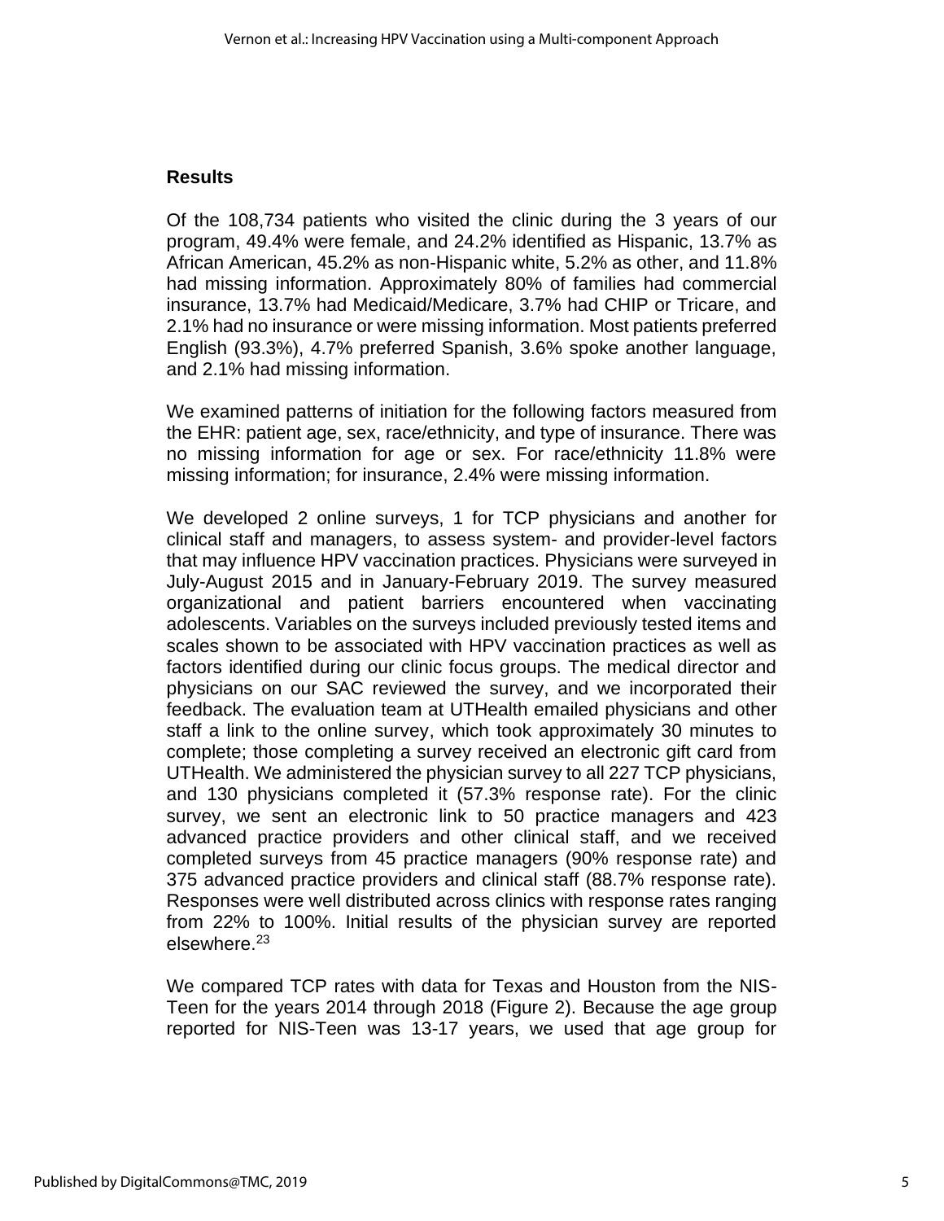## Results

Of the 108,734 patients who visited the clinic during the 3 years of our program, 49.4% were female, and 24.2% identified as Hispanic, 13.7% as African American, 45.2% as non-Hispanic white, 5.2% as other, and 11.8% had missing information. Approximately 80% of families had commercial insurance, 13.7% had Medicaid/Medicare, 3.7% had CHIP or Tricare, and 2.1% had no insurance or were missing information. Most patients preferred English (93.3%), 4.7% preferred Spanish, 3.6% spoke another language, and 2.1% had missing information.

We examined patterns of initiation for the following factors measured from the EHR: patient age, sex, race/ethnicity, and type of insurance. There was no missing information for age or sex. For race/ethnicity 11.8% were missing information; for insurance, 2.4% were missing information.

We developed 2 online surveys, 1 for TCP physicians and another for clinical staff and managers, to assess system- and provider-level factors that may influence HPV vaccination practices. Physicians were surveyed in July-August 2015 and in January-February 2019. The survey measured organizational and patient barriers encountered when vaccinating adolescents. Variables on the surveys included previously tested items and scales shown to be associated with HPV vaccination practices as well as factors identified during our clinic focus groups. The medical director and physicians on our SAC reviewed the survey, and we incorporated their feedback. The evaluation team at UTHealth emailed physicians and other staff a link to the online survey, which took approximately 30 minutes to complete; those completing a survey received an electronic gift card from UTHealth. We administered the physician survey to all 227 TCP physicians, and 130 physicians completed it (57.3% response rate). For the clinic survey, we sent an electronic link to 50 practice managers and 423 advanced practice providers and other clinical staff, and we received completed surveys from 45 practice managers (90% response rate) and 375 advanced practice providers and clinical staff (88.7% response rate). Responses were well distributed across clinics with response rates ranging from 22% to 100%. Initial results of the physician survey are reported elsewhere.[23]

We compared TCP rates with data for Texas and Houston from the NIS-Teen for the years 2014 through 2018 (Figure 2). Because the age group reported for NIS-Teen was 13-17 years, we used that age group for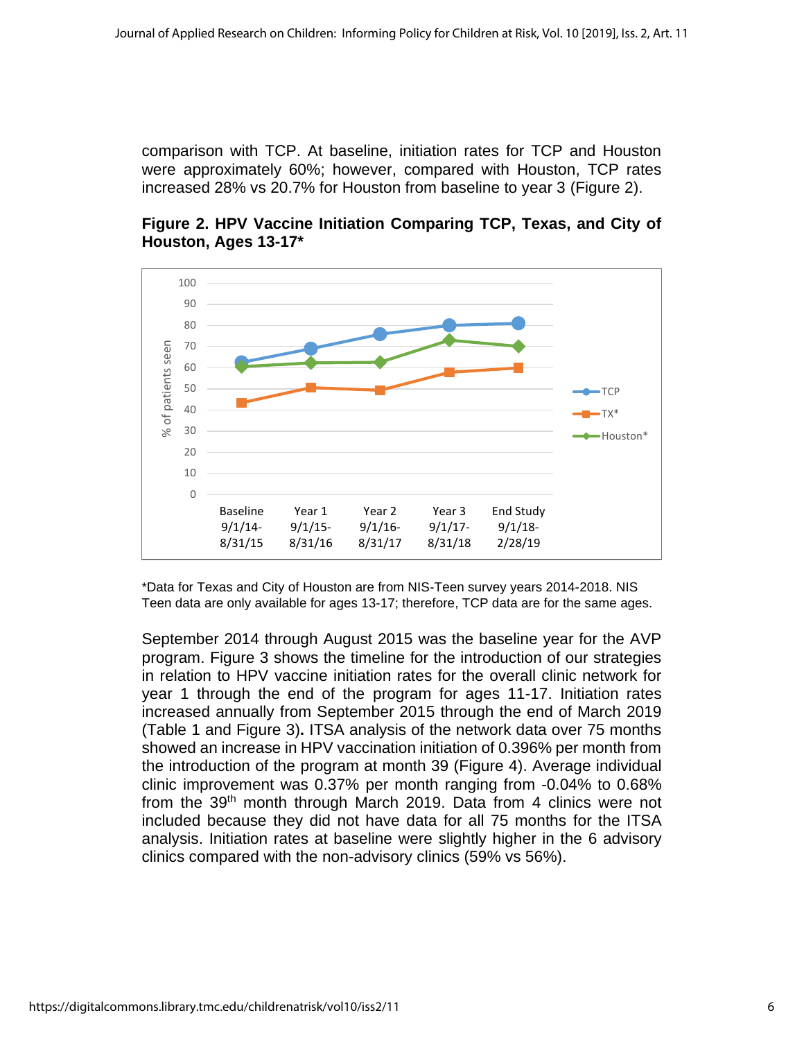comparison with TCP. At baseline, initiation rates for TCP and Houston were approximately 60%; however, compared with Houston, TCP rates increased 28% vs 20.7% for Houston from baseline to year 3 (Figure 2).

**Figure 2. HPV Vaccine Initiation Comparing TCP, Texas, and City of Houston, Ages 13-17***

*Data for Texas and City of Houston are from NIS-Teen survey years 2014-2018. NIS Teen data are only available for ages 13-17; therefore, TCP data are for the same ages.

September 2014 through August 2015 was the baseline year for the AVP program. Figure 3 shows the timeline for the introduction of our strategies in relation to HPV vaccine initiation rates for the overall clinic network for year 1 through the end of the program for ages 11-17. Initiation rates increased annually from September 2015 through the end of March 2019 (Table 1 and Figure 3). ITSA analysis of the network data over 75 months showed an increase in HPV vaccination initiation of 0.396% per month from the introduction of the program at month 39 (Figure 4). Average individual clinic improvement was 0.37% per month ranging from -0.04% to 0.68% from the 39th month through March 2019. Data from 4 clinics were not included because they did not have data for all 75 months for the ITSA analysis. Initiation rates at baseline were slightly higher in the 6 advisory clinics compared with the non-advisory clinics (59% vs 56%).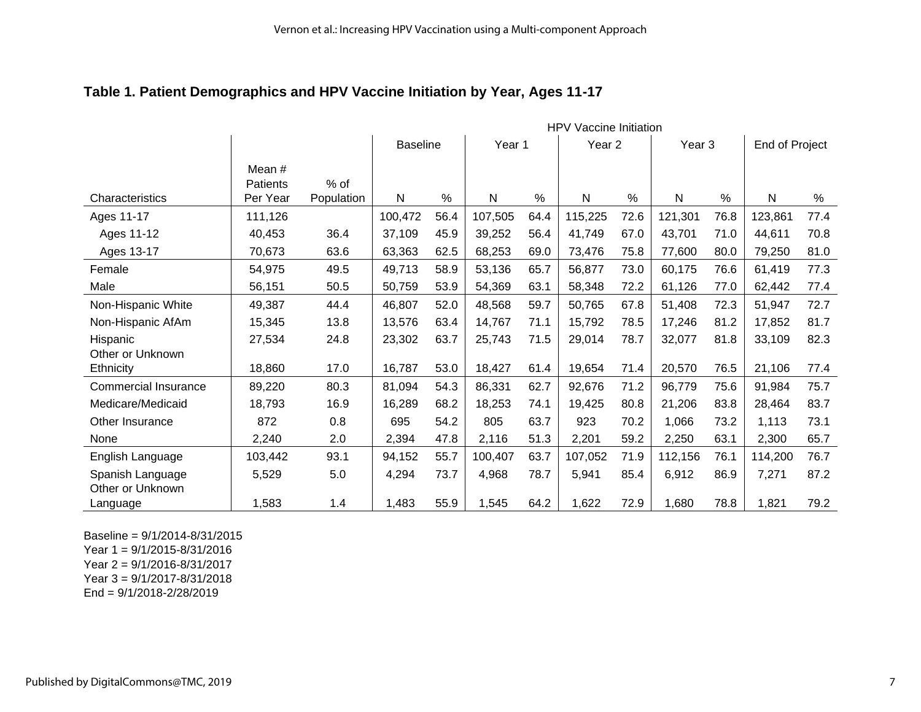**Table 1. Patient Demographics and HPV Vaccine Initiation by Year, Ages 11-17**

| | | | HPV Vaccine Initiation | | | | | | | | | |
|---|---|---|---|---|---|---|---|---|---|---|---|---|
| | | | Baseline | | Year 1 | | Year 2 | | Year 3 | | End of Project | |
| Characteristics | Mean # Patients Per Year | % of Population | N | % | N | % | N | % | N | % | N | % |
| Ages 11-17 | 111,126 | | 100,472 | 56.4 | 107,505 | 64.4 | 115,225 | 72.6 | 121,301 | 76.8 | 123,861 | 77.4 |
| Ages 11-12 | 40,453 | 36.4 | 37,109 | 45.9 | 39,252 | 56.4 | 41,749 | 67.0 | 43,701 | 71.0 | 44,611 | 70.8 |
| Ages 13-17 | 70,673 | 63.6 | 63,363 | 62.5 | 68,253 | 69.0 | 73,476 | 75.8 | 77,600 | 80.0 | 79,250 | 81.0 |
| Female | 54,975 | 49.5 | 49,713 | 58.9 | 53,136 | 65.7 | 56,877 | 73.0 | 60,175 | 76.6 | 61,419 | 77.3 |
| Male | 56,151 | 50.5 | 50,759 | 53.9 | 54,369 | 63.1 | 58,348 | 72.2 | 61,126 | 77.0 | 62,442 | 77.4 |
| Non-Hispanic White | 49,387 | 44.4 | 46,807 | 52.0 | 48,568 | 59.7 | 50,765 | 67.8 | 51,408 | 72.3 | 51,947 | 72.7 |
| Non-Hispanic AfAm | 15,345 | 13.8 | 13,576 | 63.4 | 14,767 | 71.1 | 15,792 | 78.5 | 17,246 | 81.2 | 17,852 | 81.7 |
| Hispanic | 27,534 | 24.8 | 23,302 | 63.7 | 25,743 | 71.5 | 29,014 | 78.7 | 32,077 | 81.8 | 33,109 | 82.3 |
| Other or Unknown Ethnicity | 18,860 | 17.0 | 16,787 | 53.0 | 18,427 | 61.4 | 19,654 | 71.4 | 20,570 | 76.5 | 21,106 | 77.4 |
| Commercial Insurance | 89,220 | 80.3 | 81,094 | 54.3 | 86,331 | 62.7 | 92,676 | 71.2 | 96,779 | 75.6 | 91,984 | 75.7 |
| Medicare/Medicaid | 18,793 | 16.9 | 16,289 | 68.2 | 18,253 | 74.1 | 19,425 | 80.8 | 21,206 | 83.8 | 28,464 | 83.7 |
| Other Insurance | 872 | 0.8 | 695 | 54.2 | 805 | 63.7 | 923 | 70.2 | 1,066 | 73.2 | 1,113 | 73.1 |
| None | 2,240 | 2.0 | 2,394 | 47.8 | 2,116 | 51.3 | 2,201 | 59.2 | 2,250 | 63.1 | 2,300 | 65.7 |
| English Language | 103,442 | 93.1 | 94,152 | 55.7 | 100,407 | 63.7 | 107,052 | 71.9 | 112,156 | 76.1 | 114,200 | 76.7 |
| Spanish Language | 5,529 | 5.0 | 4,294 | 73.7 | 4,968 | 78.7 | 5,941 | 85.4 | 6,912 | 86.9 | 7,271 | 87.2 |
| Other or Unknown Language | 1,583 | 1.4 | 1,483 | 55.9 | 1,545 | 64.2 | 1,622 | 72.9 | 1,680 | 78.8 | 1,821 | 79.2 |

Baseline = 9/1/2014-8/31/2015
Year 1 = 9/1/2015-8/31/2016
Year 2 = 9/1/2016-8/31/2017
Year 3 = 9/1/2017-8/31/2018
End = 9/1/2018-2/28/2019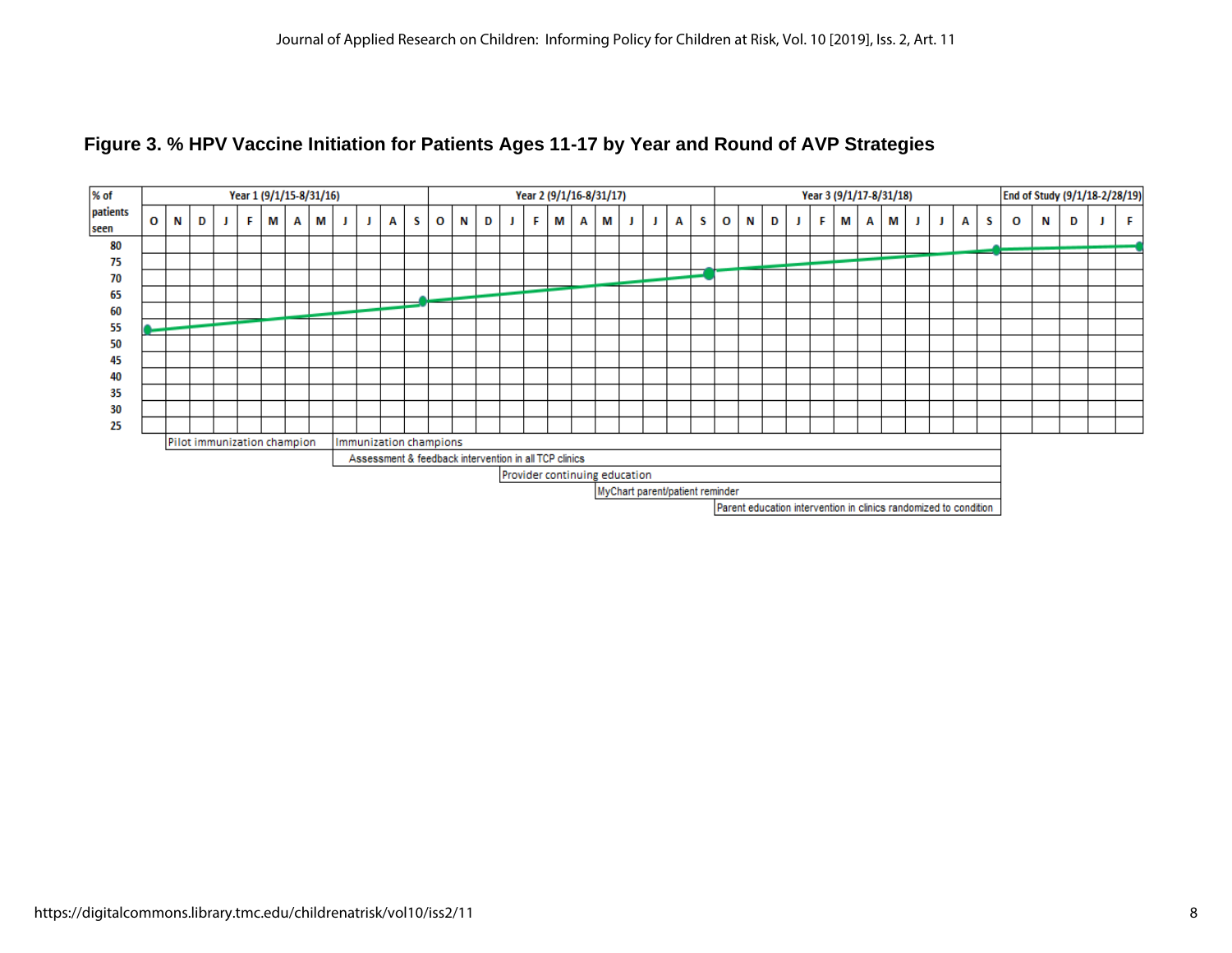**Figure 3. % HPV Vaccine Initiation for Patients Ages 11-17 by Year and Round of AVP Strategies**

| % of patients seen | Year 1 (9/1/15-8/31/16) | Year 2 (9/1/16-8/31/17) | Year 3 (9/1/17-8/31/18) | End of Study (9/1/18-2/28/19) |
|---|---|---|---|---|
| Months | O N D J F M A M J J A S | O N D J F M A M J J A S | O N D J F M A M J J A S | O N D J F |

Y-axis values: 80, 75, 70, 65, 60, 55, 50, 45, 40, 35, 30, 25

Strategies (timeline bars):

- Pilot immunization champion
- Immunization champions
- Assessment & feedback intervention in all TCP clinics
- Provider continuing education
- MyChart parent/patient reminder
- Parent education intervention in clinics randomized to condition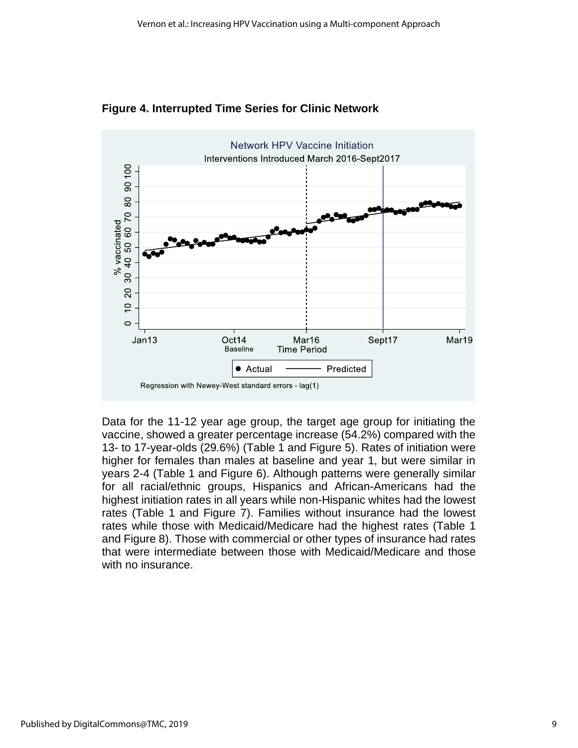**Figure 4. Interrupted Time Series for Clinic Network**

Data for the 11-12 year age group, the target age group for initiating the vaccine, showed a greater percentage increase (54.2%) compared with the 13- to 17-year-olds (29.6%) (Table 1 and Figure 5). Rates of initiation were higher for females than males at baseline and year 1, but were similar in years 2-4 (Table 1 and Figure 6). Although patterns were generally similar for all racial/ethnic groups, Hispanics and African-Americans had the highest initiation rates in all years while non-Hispanic whites had the lowest rates (Table 1 and Figure 7). Families without insurance had the lowest rates while those with Medicaid/Medicare had the highest rates (Table 1 and Figure 8). Those with commercial or other types of insurance had rates that were intermediate between those with Medicaid/Medicare and those with no insurance.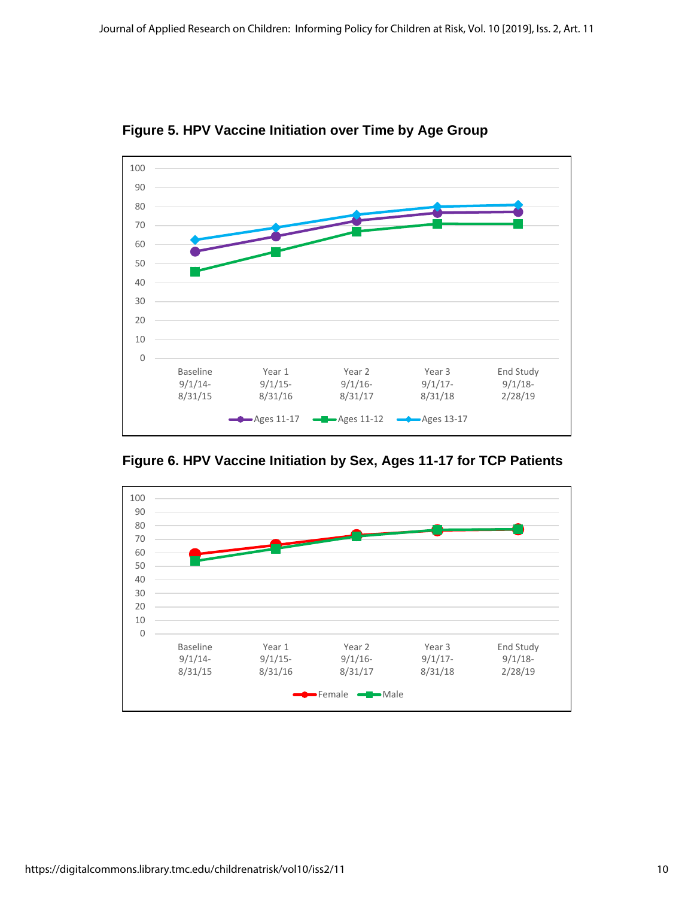**Figure 5. HPV Vaccine Initiation over Time by Age Group**

**Figure 6. HPV Vaccine Initiation by Sex, Ages 11-17 for TCP Patients**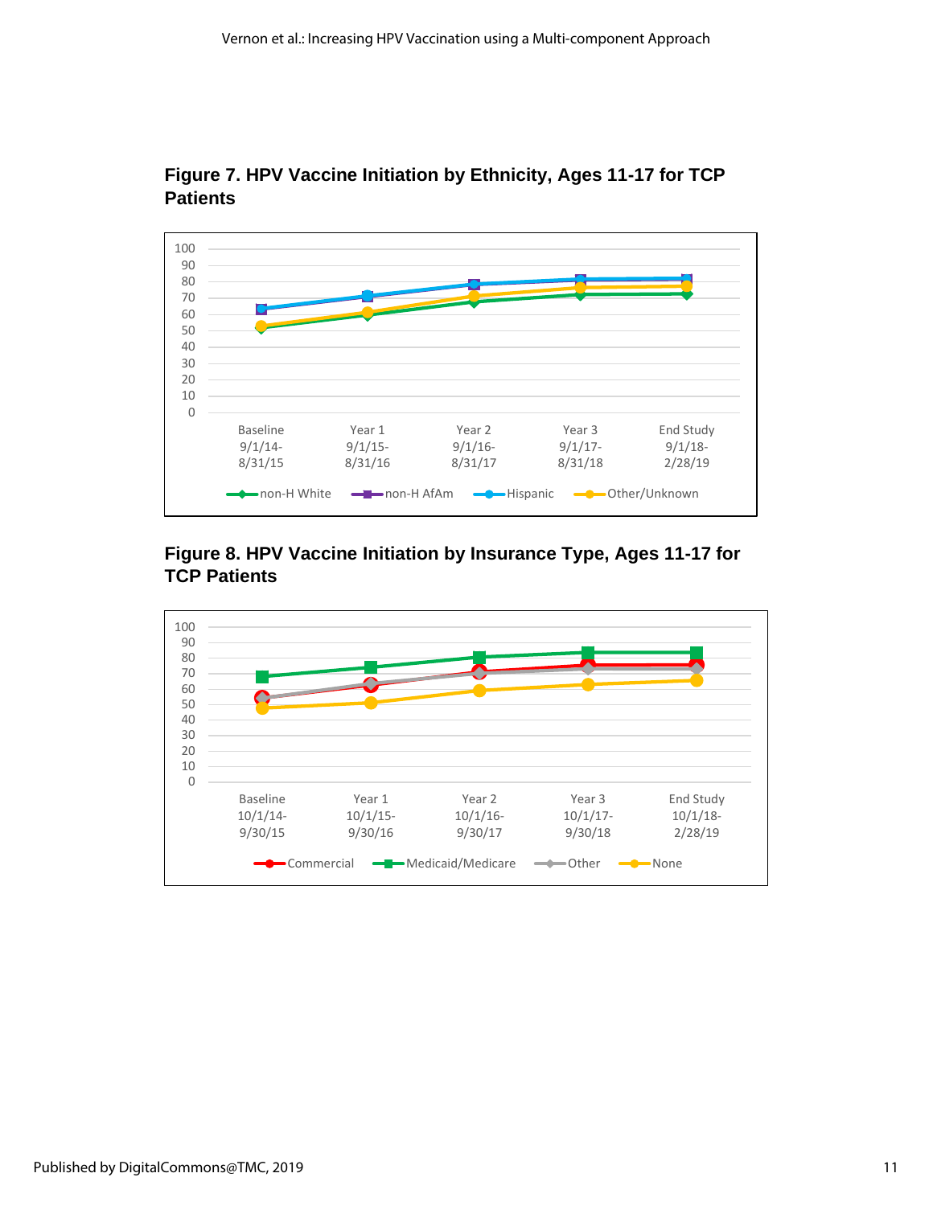**Figure 7. HPV Vaccine Initiation by Ethnicity, Ages 11-17 for TCP Patients**

**Figure 8. HPV Vaccine Initiation by Insurance Type, Ages 11-17 for TCP Patients**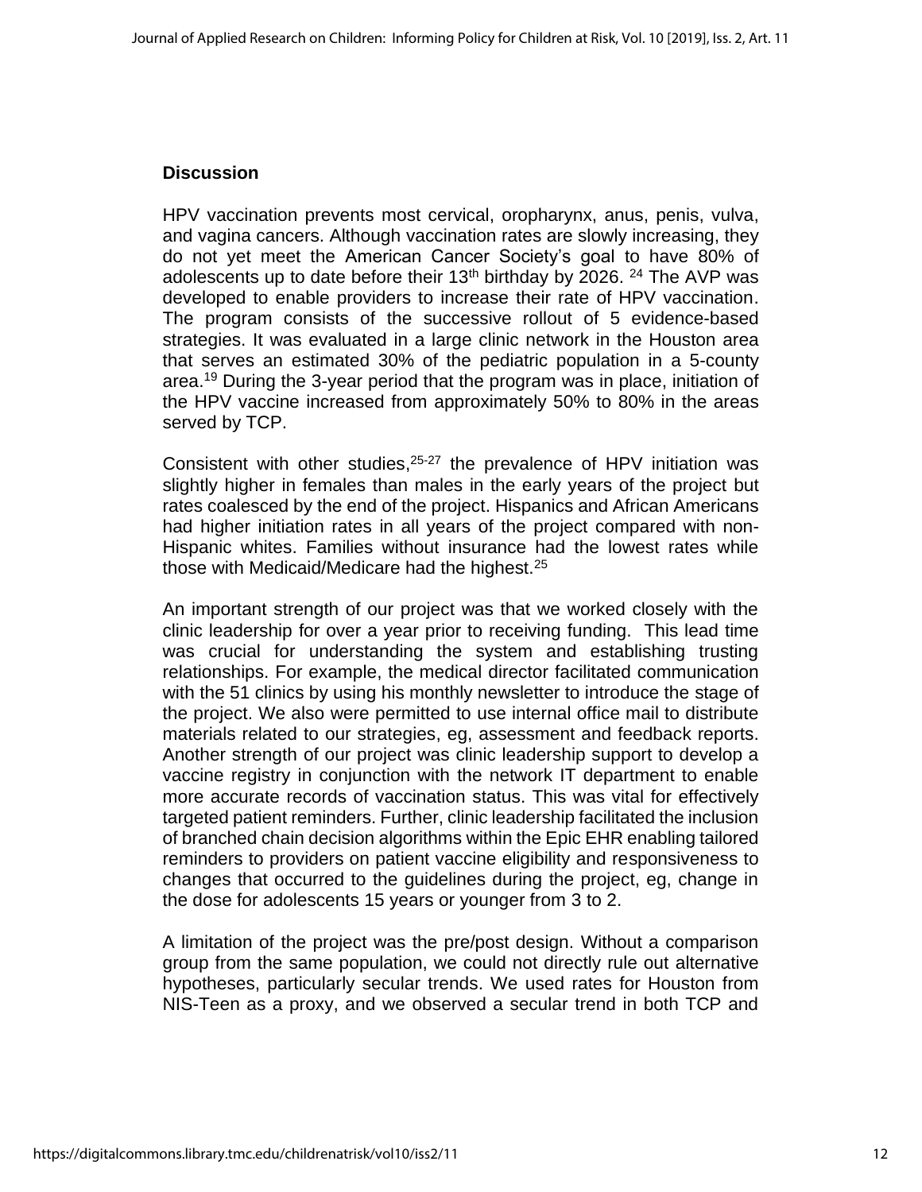## Discussion

HPV vaccination prevents most cervical, oropharynx, anus, penis, vulva, and vagina cancers. Although vaccination rates are slowly increasing, they do not yet meet the American Cancer Society's goal to have 80% of adolescents up to date before their 13th birthday by 2026. [24] The AVP was developed to enable providers to increase their rate of HPV vaccination. The program consists of the successive rollout of 5 evidence-based strategies. It was evaluated in a large clinic network in the Houston area that serves an estimated 30% of the pediatric population in a 5-county area.[19] During the 3-year period that the program was in place, initiation of the HPV vaccine increased from approximately 50% to 80% in the areas served by TCP.

Consistent with other studies,[25-27] the prevalence of HPV initiation was slightly higher in females than males in the early years of the project but rates coalesced by the end of the project. Hispanics and African Americans had higher initiation rates in all years of the project compared with non-Hispanic whites. Families without insurance had the lowest rates while those with Medicaid/Medicare had the highest.[25]

An important strength of our project was that we worked closely with the clinic leadership for over a year prior to receiving funding. This lead time was crucial for understanding the system and establishing trusting relationships. For example, the medical director facilitated communication with the 51 clinics by using his monthly newsletter to introduce the stage of the project. We also were permitted to use internal office mail to distribute materials related to our strategies, eg, assessment and feedback reports. Another strength of our project was clinic leadership support to develop a vaccine registry in conjunction with the network IT department to enable more accurate records of vaccination status. This was vital for effectively targeted patient reminders. Further, clinic leadership facilitated the inclusion of branched chain decision algorithms within the Epic EHR enabling tailored reminders to providers on patient vaccine eligibility and responsiveness to changes that occurred to the guidelines during the project, eg, change in the dose for adolescents 15 years or younger from 3 to 2.

A limitation of the project was the pre/post design. Without a comparison group from the same population, we could not directly rule out alternative hypotheses, particularly secular trends. We used rates for Houston from NIS-Teen as a proxy, and we observed a secular trend in both TCP and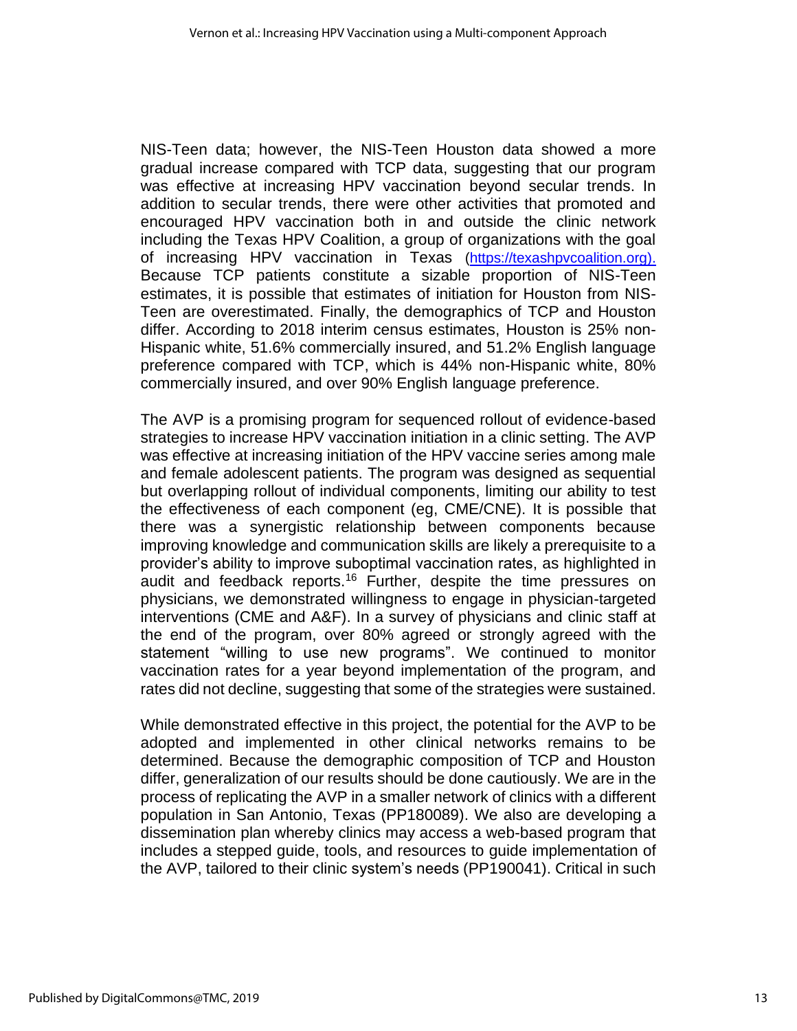NIS-Teen data; however, the NIS-Teen Houston data showed a more gradual increase compared with TCP data, suggesting that our program was effective at increasing HPV vaccination beyond secular trends. In addition to secular trends, there were other activities that promoted and encouraged HPV vaccination both in and outside the clinic network including the Texas HPV Coalition, a group of organizations with the goal of increasing HPV vaccination in Texas (https://texashpvcoalition.org). Because TCP patients constitute a sizable proportion of NIS-Teen estimates, it is possible that estimates of initiation for Houston from NIS-Teen are overestimated. Finally, the demographics of TCP and Houston differ. According to 2018 interim census estimates, Houston is 25% non-Hispanic white, 51.6% commercially insured, and 51.2% English language preference compared with TCP, which is 44% non-Hispanic white, 80% commercially insured, and over 90% English language preference.

The AVP is a promising program for sequenced rollout of evidence-based strategies to increase HPV vaccination initiation in a clinic setting. The AVP was effective at increasing initiation of the HPV vaccine series among male and female adolescent patients. The program was designed as sequential but overlapping rollout of individual components, limiting our ability to test the effectiveness of each component (eg, CME/CNE). It is possible that there was a synergistic relationship between components because improving knowledge and communication skills are likely a prerequisite to a provider's ability to improve suboptimal vaccination rates, as highlighted in audit and feedback reports.[16] Further, despite the time pressures on physicians, we demonstrated willingness to engage in physician-targeted interventions (CME and A&F). In a survey of physicians and clinic staff at the end of the program, over 80% agreed or strongly agreed with the statement "willing to use new programs". We continued to monitor vaccination rates for a year beyond implementation of the program, and rates did not decline, suggesting that some of the strategies were sustained.

While demonstrated effective in this project, the potential for the AVP to be adopted and implemented in other clinical networks remains to be determined. Because the demographic composition of TCP and Houston differ, generalization of our results should be done cautiously. We are in the process of replicating the AVP in a smaller network of clinics with a different population in San Antonio, Texas (PP180089). We also are developing a dissemination plan whereby clinics may access a web-based program that includes a stepped guide, tools, and resources to guide implementation of the AVP, tailored to their clinic system's needs (PP190041). Critical in such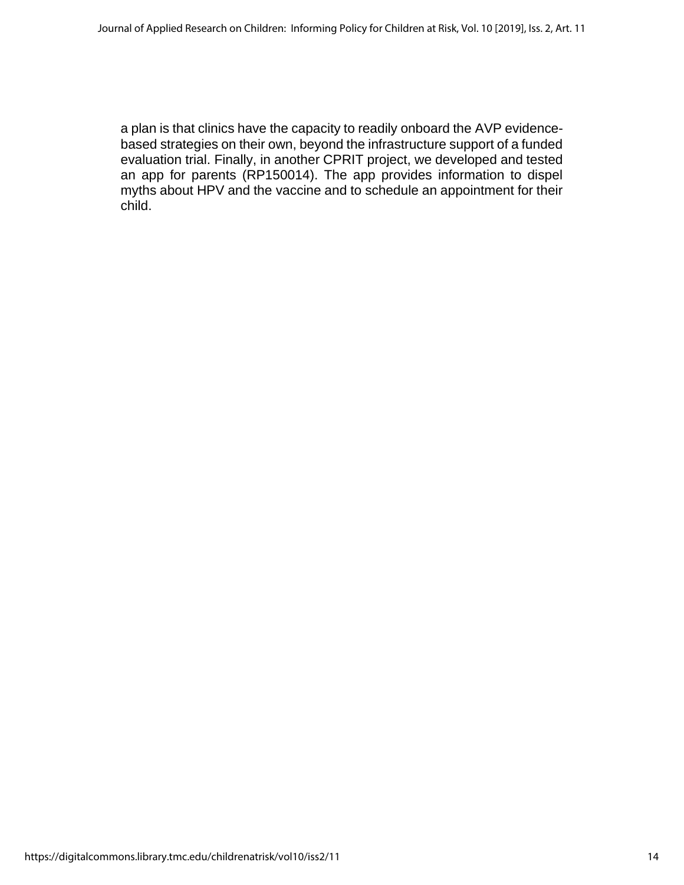a plan is that clinics have the capacity to readily onboard the AVP evidence-based strategies on their own, beyond the infrastructure support of a funded evaluation trial. Finally, in another CPRIT project, we developed and tested an app for parents (RP150014). The app provides information to dispel myths about HPV and the vaccine and to schedule an appointment for their child.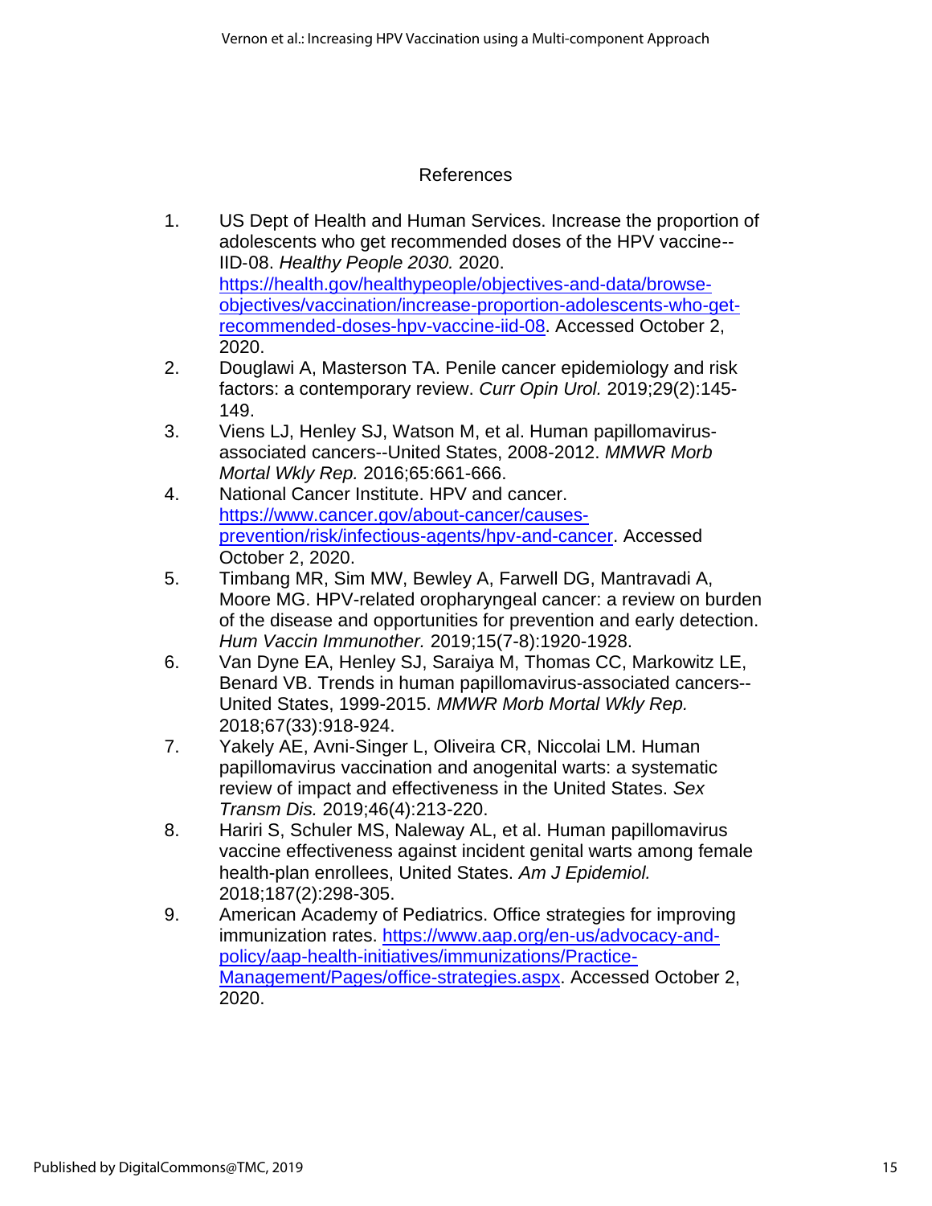# References

1. US Dept of Health and Human Services. Increase the proportion of adolescents who get recommended doses of the HPV vaccine--IID-08. *Healthy People 2030.* 2020. https://health.gov/healthypeople/objectives-and-data/browse-objectives/vaccination/increase-proportion-adolescents-who-get-recommended-doses-hpv-vaccine-iid-08. Accessed October 2, 2020.
2. Douglawi A, Masterson TA. Penile cancer epidemiology and risk factors: a contemporary review. *Curr Opin Urol.* 2019;29(2):145-149.
3. Viens LJ, Henley SJ, Watson M, et al. Human papillomavirus-associated cancers--United States, 2008-2012. *MMWR Morb Mortal Wkly Rep.* 2016;65:661-666.
4. National Cancer Institute. HPV and cancer. https://www.cancer.gov/about-cancer/causes-prevention/risk/infectious-agents/hpv-and-cancer. Accessed October 2, 2020.
5. Timbang MR, Sim MW, Bewley A, Farwell DG, Mantravadi A, Moore MG. HPV-related oropharyngeal cancer: a review on burden of the disease and opportunities for prevention and early detection. *Hum Vaccin Immunother.* 2019;15(7-8):1920-1928.
6. Van Dyne EA, Henley SJ, Saraiya M, Thomas CC, Markowitz LE, Benard VB. Trends in human papillomavirus-associated cancers--United States, 1999-2015. *MMWR Morb Mortal Wkly Rep.* 2018;67(33):918-924.
7. Yakely AE, Avni-Singer L, Oliveira CR, Niccolai LM. Human papillomavirus vaccination and anogenital warts: a systematic review of impact and effectiveness in the United States. *Sex Transm Dis.* 2019;46(4):213-220.
8. Hariri S, Schuler MS, Naleway AL, et al. Human papillomavirus vaccine effectiveness against incident genital warts among female health-plan enrollees, United States. *Am J Epidemiol.* 2018;187(2):298-305.
9. American Academy of Pediatrics. Office strategies for improving immunization rates. https://www.aap.org/en-us/advocacy-and-policy/aap-health-initiatives/immunizations/Practice-Management/Pages/office-strategies.aspx. Accessed October 2, 2020.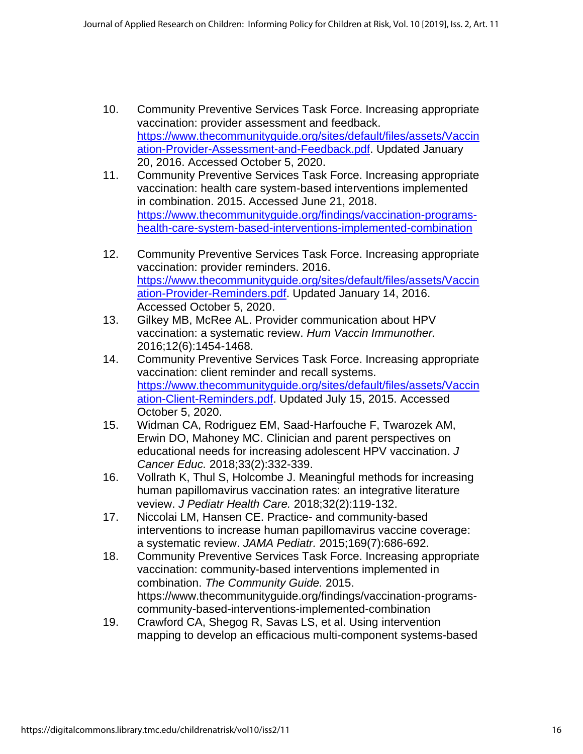10. Community Preventive Services Task Force. Increasing appropriate vaccination: provider assessment and feedback. https://www.thecommunityguide.org/sites/default/files/assets/Vaccination-Provider-Assessment-and-Feedback.pdf. Updated January 20, 2016. Accessed October 5, 2020.
11. Community Preventive Services Task Force. Increasing appropriate vaccination: health care system-based interventions implemented in combination. 2015. Accessed June 21, 2018. https://www.thecommunityguide.org/findings/vaccination-programs-health-care-system-based-interventions-implemented-combination
12. Community Preventive Services Task Force. Increasing appropriate vaccination: provider reminders. 2016. https://www.thecommunityguide.org/sites/default/files/assets/Vaccination-Provider-Reminders.pdf. Updated January 14, 2016. Accessed October 5, 2020.
13. Gilkey MB, McRee AL. Provider communication about HPV vaccination: a systematic review. *Hum Vaccin Immunother.* 2016;12(6):1454-1468.
14. Community Preventive Services Task Force. Increasing appropriate vaccination: client reminder and recall systems. https://www.thecommunityguide.org/sites/default/files/assets/Vaccination-Client-Reminders.pdf. Updated July 15, 2015. Accessed October 5, 2020.
15. Widman CA, Rodriguez EM, Saad-Harfouche F, Twarozek AM, Erwin DO, Mahoney MC. Clinician and parent perspectives on educational needs for increasing adolescent HPV vaccination. *J Cancer Educ.* 2018;33(2):332-339.
16. Vollrath K, Thul S, Holcombe J. Meaningful methods for increasing human papillomavirus vaccination rates: an integrative literature veview. *J Pediatr Health Care.* 2018;32(2):119-132.
17. Niccolai LM, Hansen CE. Practice- and community-based interventions to increase human papillomavirus vaccine coverage: a systematic review. *JAMA Pediatr.* 2015;169(7):686-692.
18. Community Preventive Services Task Force. Increasing appropriate vaccination: community-based interventions implemented in combination. *The Community Guide.* 2015. https://www.thecommunityguide.org/findings/vaccination-programs-community-based-interventions-implemented-combination
19. Crawford CA, Shegog R, Savas LS, et al. Using intervention mapping to develop an efficacious multi-component systems-based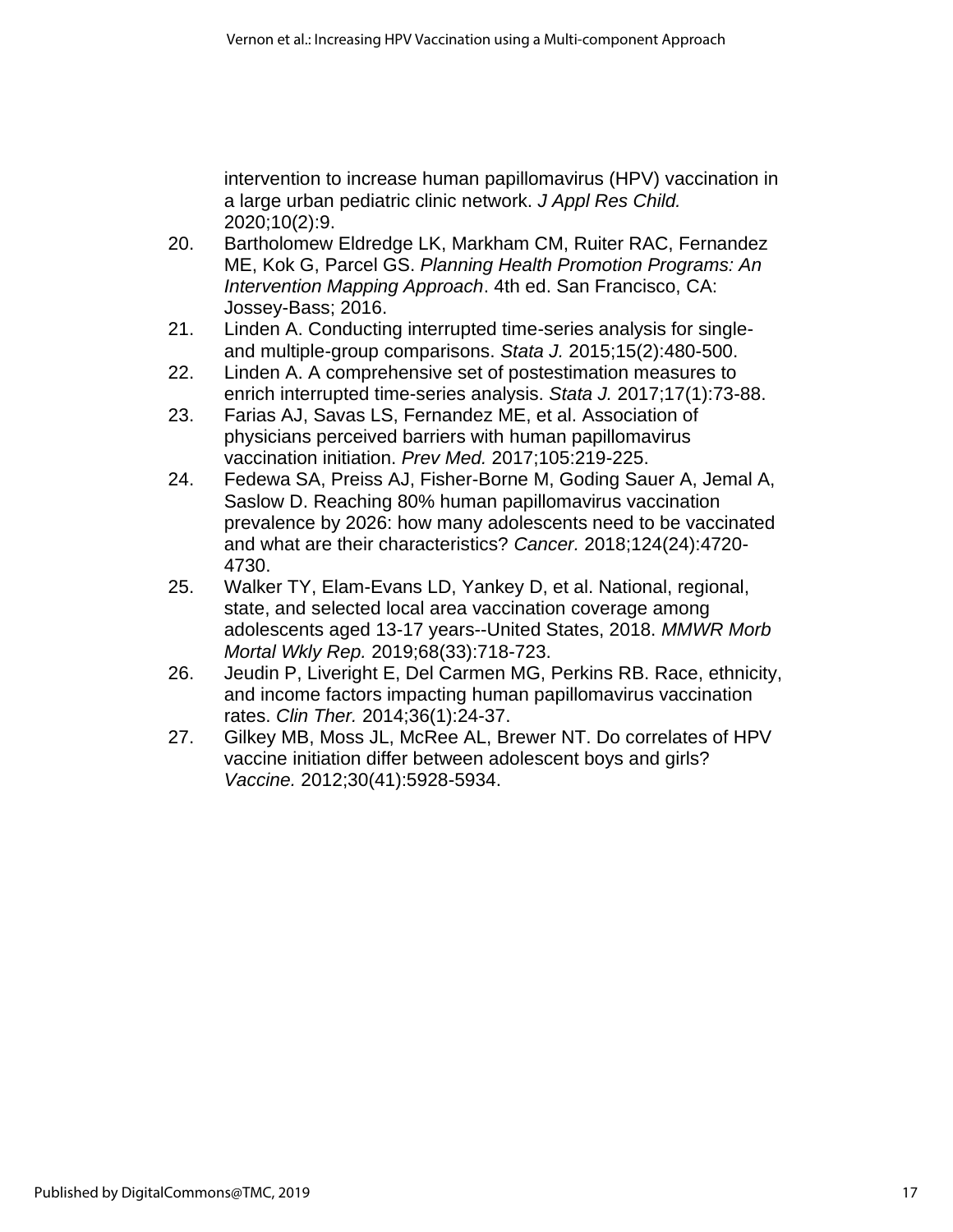intervention to increase human papillomavirus (HPV) vaccination in a large urban pediatric clinic network. *J Appl Res Child.* 2020;10(2):9.

20. Bartholomew Eldredge LK, Markham CM, Ruiter RAC, Fernandez ME, Kok G, Parcel GS. *Planning Health Promotion Programs: An Intervention Mapping Approach*. 4th ed. San Francisco, CA: Jossey-Bass; 2016.
21. Linden A. Conducting interrupted time-series analysis for single- and multiple-group comparisons. *Stata J.* 2015;15(2):480-500.
22. Linden A. A comprehensive set of postestimation measures to enrich interrupted time-series analysis. *Stata J.* 2017;17(1):73-88.
23. Farias AJ, Savas LS, Fernandez ME, et al. Association of physicians perceived barriers with human papillomavirus vaccination initiation. *Prev Med.* 2017;105:219-225.
24. Fedewa SA, Preiss AJ, Fisher-Borne M, Goding Sauer A, Jemal A, Saslow D. Reaching 80% human papillomavirus vaccination prevalence by 2026: how many adolescents need to be vaccinated and what are their characteristics? *Cancer.* 2018;124(24):4720-4730.
25. Walker TY, Elam-Evans LD, Yankey D, et al. National, regional, state, and selected local area vaccination coverage among adolescents aged 13-17 years--United States, 2018. *MMWR Morb Mortal Wkly Rep.* 2019;68(33):718-723.
26. Jeudin P, Liveright E, Del Carmen MG, Perkins RB. Race, ethnicity, and income factors impacting human papillomavirus vaccination rates. *Clin Ther.* 2014;36(1):24-37.
27. Gilkey MB, Moss JL, McRee AL, Brewer NT. Do correlates of HPV vaccine initiation differ between adolescent boys and girls? *Vaccine.* 2012;30(41):5928-5934.